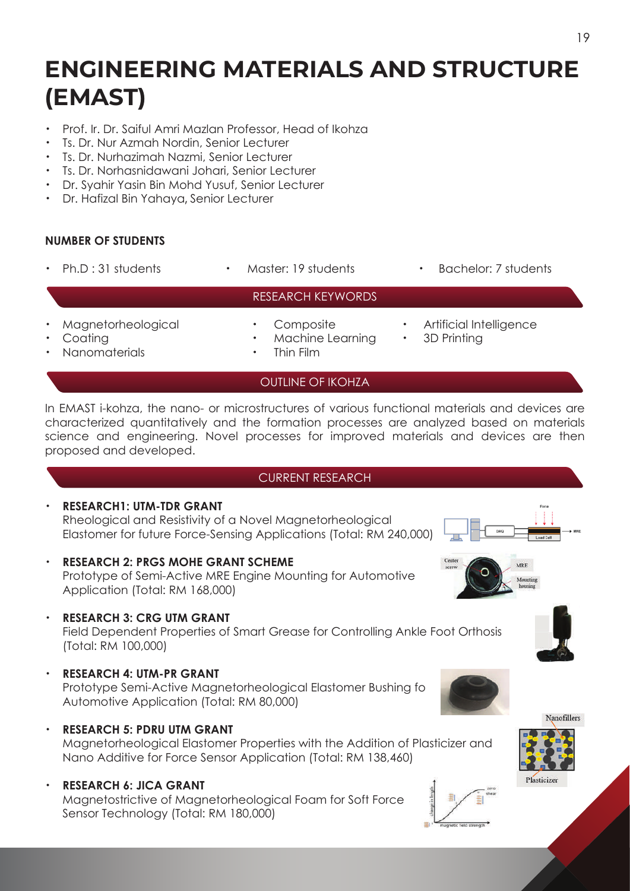# ENGINEERING MATERIALS AND STRUCTURE (EMAST)

- Prof. Ir. Dr. Saiful Amri Mazlan Professor, Head of Ikohza
- Ts. Dr. Nur Azmah Nordin, Senior Lecturer
- Ts. Dr. Nurhazimah Nazmi, Senior Lecturer
- Ts. Dr. Norhasnidawani Johari, Senior Lecturer
- Dr. Syahir Yasin Bin Mohd Yusuf, Senior Lecturer
- Dr. Hafizal Bin Yahaya, Senior Lecturer

### NUMBER OF STUDENTS

- Ph.D : 31 students
- Master: 19 students
- Bachelor: 7 students

## RESEARCH KEYWORDS

- Magnetorheological
- Coating
- Nanomaterials
- Composite
- Machine Learning
- Thin Film
- Artificial Intelligence
- 3D Printing

## OUTLINE OF IKOHZA

In EMAST i-kohza, the nano- or microstructures of various functional materials and devices are characterized quantitatively and the formation processes are analyzed based on materials science and engineering. Novel processes for improved materials and devices are then proposed and developed.

## CURRENT RESEARCH

- **RESEARCH1: UTM-TDR GRANT**
  Rheological and Resistivity of a Novel Magnetorheological Elastomer for future Force-Sensing Applications (Total: RM 240,000)

- **RESEARCH 2: PRGS MOHE GRANT SCHEME**
  Prototype of Semi-Active MRE Engine Mounting for Automotive Application (Total: RM 168,000)

- **RESEARCH 3: CRG UTM GRANT**
  Field Dependent Properties of Smart Grease for Controlling Ankle Foot Orthosis (Total: RM 100,000)

- **RESEARCH 4: UTM-PR GRANT**
  Prototype Semi-Active Magnetorheological Elastomer Bushing fo Automotive Application (Total: RM 80,000)

- **RESEARCH 5: PDRU UTM GRANT**
  Magnetorheological Elastomer Properties with the Addition of Plasticizer and Nano Additive for Force Sensor Application (Total: RM 138,460)

- **RESEARCH 6: JICA GRANT**
  Magnetostrictive of Magnetorheological Foam for Soft Force Sensor Technology (Total: RM 180,000)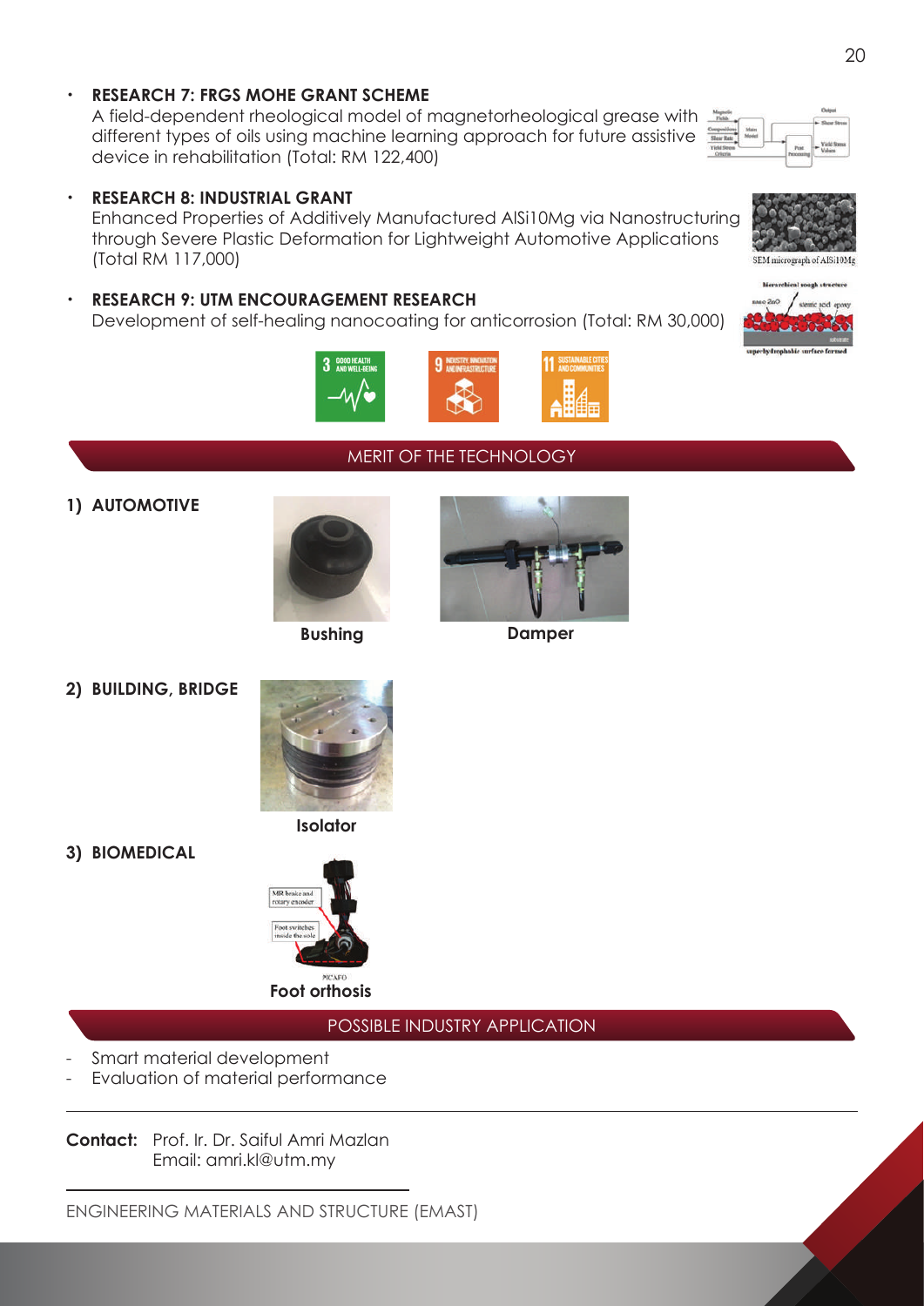- **RESEARCH 7: FRGS MOHE GRANT SCHEME**
  A field-dependent rheological model of magnetorheological grease with different types of oils using machine learning approach for future assistive device in rehabilitation (Total: RM 122,400)

- **RESEARCH 8: INDUSTRIAL GRANT**
  Enhanced Properties of Additively Manufactured AlSi10Mg via Nanostructuring through Severe Plastic Deformation for Lightweight Automotive Applications (Total RM 117,000)

  SEM micrograph of AlSi10Mg

- **RESEARCH 9: UTM ENCOURAGEMENT RESEARCH**
  Development of self-healing nanocoating for anticorrosion (Total: RM 30,000)

## MERIT OF THE TECHNOLOGY

**1) AUTOMOTIVE**

**Bushing**

**Damper**

**2) BUILDING, BRIDGE**

**Isolator**

**3) BIOMEDICAL**

**Foot orthosis**

## POSSIBLE INDUSTRY APPLICATION

- Smart material development
- Evaluation of material performance

**Contact:** Prof. Ir. Dr. Saiful Amri Mazlan
Email: amri.kl@utm.my

ENGINEERING MATERIALS AND STRUCTURE (EMAST)